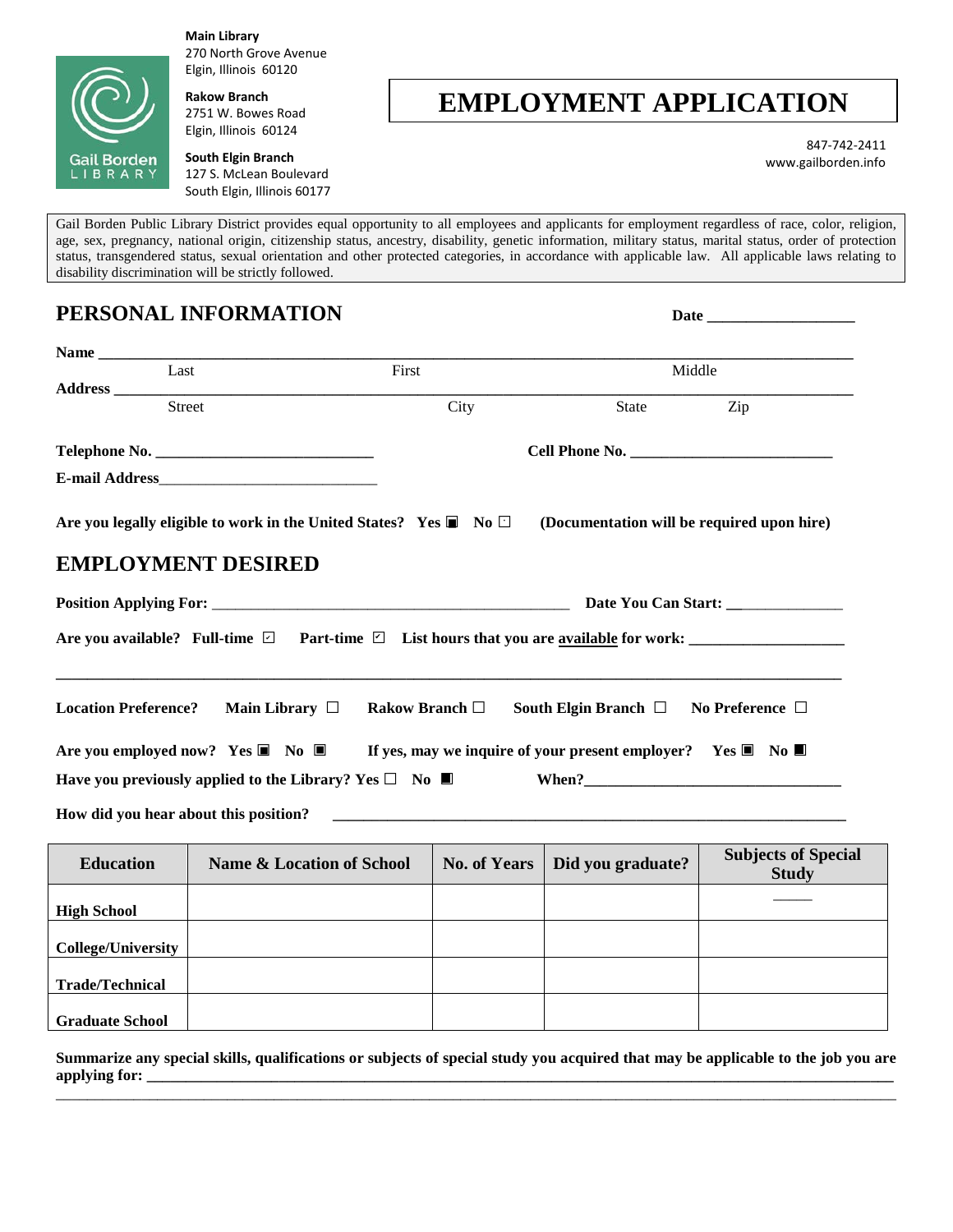**Main Library**
270 North Grove Avenue
Elgin, Illinois 60120

**Rakow Branch**
2751 W. Bowes Road
Elgin, Illinois 60124

**South Elgin Branch**
127 S. McLean Boulevard
South Elgin, Illinois 60177

# EMPLOYMENT APPLICATION

847-742-2411
www.gailborden.info

Gail Borden Public Library District provides equal opportunity to all employees and applicants for employment regardless of race, color, religion, age, sex, pregnancy, national origin, citizenship status, ancestry, disability, genetic information, military status, marital status, order of protection status, transgendered status, sexual orientation and other protected categories, in accordance with applicable law. All applicable laws relating to disability discrimination will be strictly followed.

## PERSONAL INFORMATION

**Date** ___________________

**Name** ______________________________________________________________________
Last First Middle

**Address** ____________________________________________________________________
Street City State Zip

**Telephone No.** ____________________________ **Cell Phone No.** __________________________

**E-mail Address**____________________________

**Are you legally eligible to work in the United States? Yes** ☐ **No** ☐ **(Documentation will be required upon hire)**

## EMPLOYMENT DESIRED

**Position Applying For:** ______________________________________________ **Date You Can Start:** ______________

**Are you available? Full-time** ☐ **Part-time** ☐ **List hours that you are available for work:** ____________________

______________________________________________________________________________________________

**Location Preference? Main Library** ☐ **Rakow Branch** ☐ **South Elgin Branch** ☐ **No Preference** ☐

**Are you employed now? Yes** ☐ **No** ☐ **If yes, may we inquire of your present employer? Yes** ☐ **No** ☐

**Have you previously applied to the Library? Yes** ☐ **No** ☐ **When?**_________________________________

**How did you hear about this position?** _____________________________________________________________________

| Education | Name & Location of School | No. of Years | Did you graduate? | Subjects of Special Study |
|---|---|---|---|---|
| High School | | | | |
| College/University | | | | |
| Trade/Technical | | | | |
| Graduate School | | | | |

**Summarize any special skills, qualifications or subjects of special study you acquired that may be applicable to the job you are applying for:** ______________________________________________________________________________________
______________________________________________________________________________________________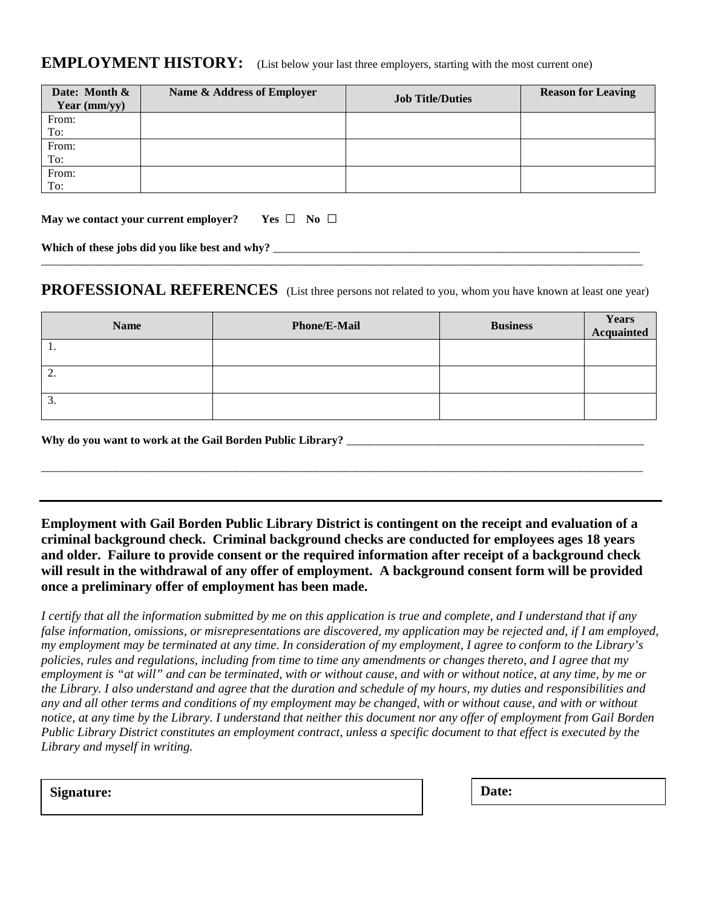## EMPLOYMENT HISTORY: (List below your last three employers, starting with the most current one)

| Date: Month & Year (mm/yy) | Name & Address of Employer | Job Title/Duties | Reason for Leaving |
|---|---|---|---|
| From:<br>To: | | | |
| From:<br>To: | | | |
| From:<br>To: | | | |

**May we contact your current employer? Yes ☐ No ☐**

**Which of these jobs did you like best and why?** ______________________________________________________________________

______________________________________________________________________________________________________________

## PROFESSIONAL REFERENCES (List three persons not related to you, whom you have known at least one year)

| Name | Phone/E-Mail | Business | Years Acquainted |
|---|---|---|---|
| 1. | | | |
| 2. | | | |
| 3. | | | |

**Why do you want to work at the Gail Borden Public Library?** ___________________________________________________________

______________________________________________________________________________________________________________

---

**Employment with Gail Borden Public Library District is contingent on the receipt and evaluation of a criminal background check. Criminal background checks are conducted for employees ages 18 years and older. Failure to provide consent or the required information after receipt of a background check will result in the withdrawal of any offer of employment. A background consent form will be provided once a preliminary offer of employment has been made.**

*I certify that all the information submitted by me on this application is true and complete, and I understand that if any false information, omissions, or misrepresentations are discovered, my application may be rejected and, if I am employed, my employment may be terminated at any time. In consideration of my employment, I agree to conform to the Library's policies, rules and regulations, including from time to time any amendments or changes thereto, and I agree that my employment is "at will" and can be terminated, with or without cause, and with or without notice, at any time, by me or the Library. I also understand and agree that the duration and schedule of my hours, my duties and responsibilities and any and all other terms and conditions of my employment may be changed, with or without cause, and with or without notice, at any time by the Library. I understand that neither this document nor any offer of employment from Gail Borden Public Library District constitutes an employment contract, unless a specific document to that effect is executed by the Library and myself in writing.*

**Signature:**

**Date:**